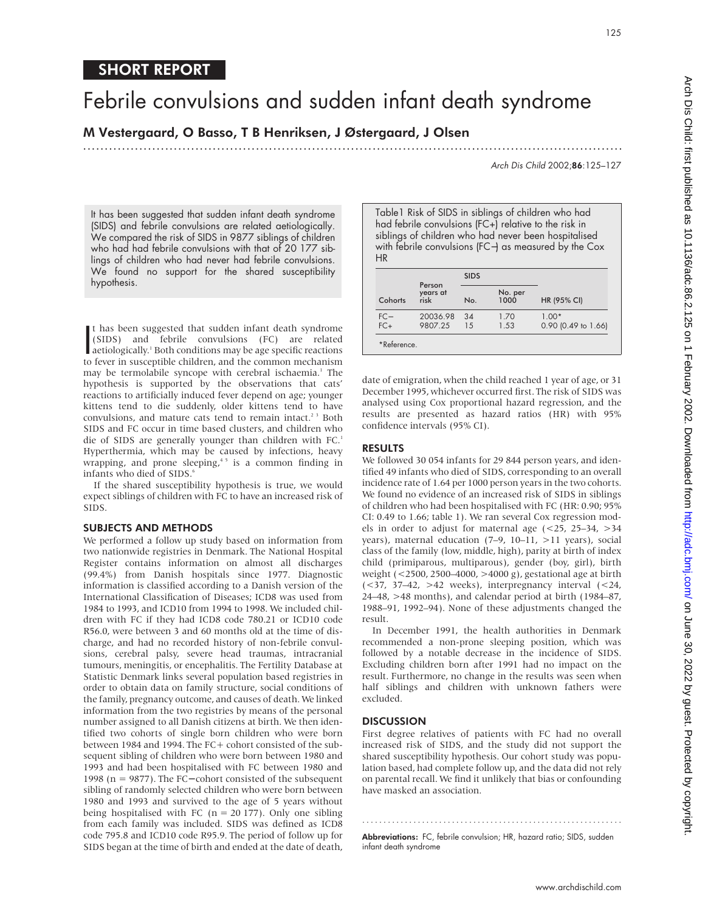SHORT REPORT

# Febrile convulsions and sudden infant death syndrome

**M Vestergaard, O Basso, T B Henriksen, J Østergaard, J Olsen**

*Arch Dis Child* 2002;**86**:125–127

It has been suggested that sudden infant death syndrome (SIDS) and febrile convulsions are related aetiologically. We compared the risk of SIDS in 9877 siblings of children who had had febrile convulsions with that of 20 177 siblings of children who had never had febrile convulsions. We found no support for the shared susceptibility hypothesis.

It has been suggested that sudden infant death syndrome (SIDS) and febrile convulsions (FC) are related aetiologically.[1] Both conditions may be age specific reactions to fever in susceptible children, and the common mechanism may be termolabile syncope with cerebral ischaemia.[1] The hypothesis is supported by the observations that cats' reactions to artificially induced fever depend on age; younger kittens tend to die suddenly, older kittens tend to have convulsions, and mature cats tend to remain intact.[2,3] Both SIDS and FC occur in time based clusters, and children who die of SIDS are generally younger than children with FC.[1] Hyperthermia, which may be caused by infections, heavy wrapping, and prone sleeping,[4,5] is a common finding in infants who died of SIDS.[6]

If the shared susceptibility hypothesis is true, we would expect siblings of children with FC to have an increased risk of SIDS.

## SUBJECTS AND METHODS

We performed a follow up study based on information from two nationwide registries in Denmark. The National Hospital Register contains information on almost all discharges (99.4%) from Danish hospitals since 1977. Diagnostic information is classified according to a Danish version of the International Classification of Diseases; ICD8 was used from 1984 to 1993, and ICD10 from 1994 to 1998. We included children with FC if they had ICD8 code 780.21 or ICD10 code R56.0, were between 3 and 60 months old at the time of discharge, and had no recorded history of non-febrile convulsions, cerebral palsy, severe head traumas, intracranial tumours, meningitis, or encephalitis. The Fertility Database at Statistic Denmark links several population based registries in order to obtain data on family structure, social conditions of the family, pregnancy outcome, and causes of death. We linked information from the two registries by means of the personal number assigned to all Danish citizens at birth. We then identified two cohorts of single born children who were born between 1984 and 1994. The FC+ cohort consisted of the subsequent sibling of children who were born between 1980 and 1993 and had been hospitalised with FC between 1980 and 1998 (n = 9877). The FC− cohort consisted of the subsequent sibling of randomly selected children who were born between 1980 and 1993 and survived to the age of 5 years without being hospitalised with FC (n = 20 177). Only one sibling from each family was included. SIDS was defined as ICD8 code 795.8 and ICD10 code R95.9. The period of follow up for SIDS began at the time of birth and ended at the date of death, date of emigration, when the child reached 1 year of age, or 31 December 1995, whichever occurred first. The risk of SIDS was analysed using Cox proportional hazard regression, and the results are presented as hazard ratios (HR) with 95% confidence intervals (95% CI).

Table 1 Risk of SIDS in siblings of children who had had febrile convulsions (FC+) relative to the risk in siblings of children who had never been hospitalised with febrile convulsions (FC−) as measured by the Cox HR

| Cohorts | Person years at risk | SIDS | | HR (95% CI) |
|---|---|---|---|---|
| | | No. | No. per 1000 | |
| FC− | 20036.98 | 34 | 1.70 | 1.00* |
| FC+ | 9807.25 | 15 | 1.53 | 0.90 (0.49 to 1.66) |

*Reference.

## RESULTS

We followed 30 054 infants for 29 844 person years, and identified 49 infants who died of SIDS, corresponding to an overall incidence rate of 1.64 per 1000 person years in the two cohorts. We found no evidence of an increased risk of SIDS in siblings of children who had been hospitalised with FC (HR: 0.90; 95% CI: 0.49 to 1.66; table 1). We ran several Cox regression models in order to adjust for maternal age (<25, 25–34, >34 years), maternal education (7–9, 10–11, >11 years), social class of the family (low, middle, high), parity at birth of index child (primiparous, multiparous), gender (boy, girl), birth weight (<2500, 2500–4000, >4000 g), gestational age at birth (<37, 37–42, >42 weeks), interpregnancy interval (<24, 24–48, >48 months), and calendar period at birth (1984–87, 1988–91, 1992–94). None of these adjustments changed the result.

In December 1991, the health authorities in Denmark recommended a non-prone sleeping position, which was followed by a notable decrease in the incidence of SIDS. Excluding children born after 1991 had no impact on the result. Furthermore, no change in the results was seen when half siblings and children with unknown fathers were excluded.

## DISCUSSION

First degree relatives of patients with FC had no overall increased risk of SIDS, and the study did not support the shared susceptibility hypothesis. Our cohort study was population based, had complete follow up, and the data did not rely on parental recall. We find it unlikely that bias or confounding have masked an association.

**Abbreviations:** FC, febrile convulsion; HR, hazard ratio; SIDS, sudden infant death syndrome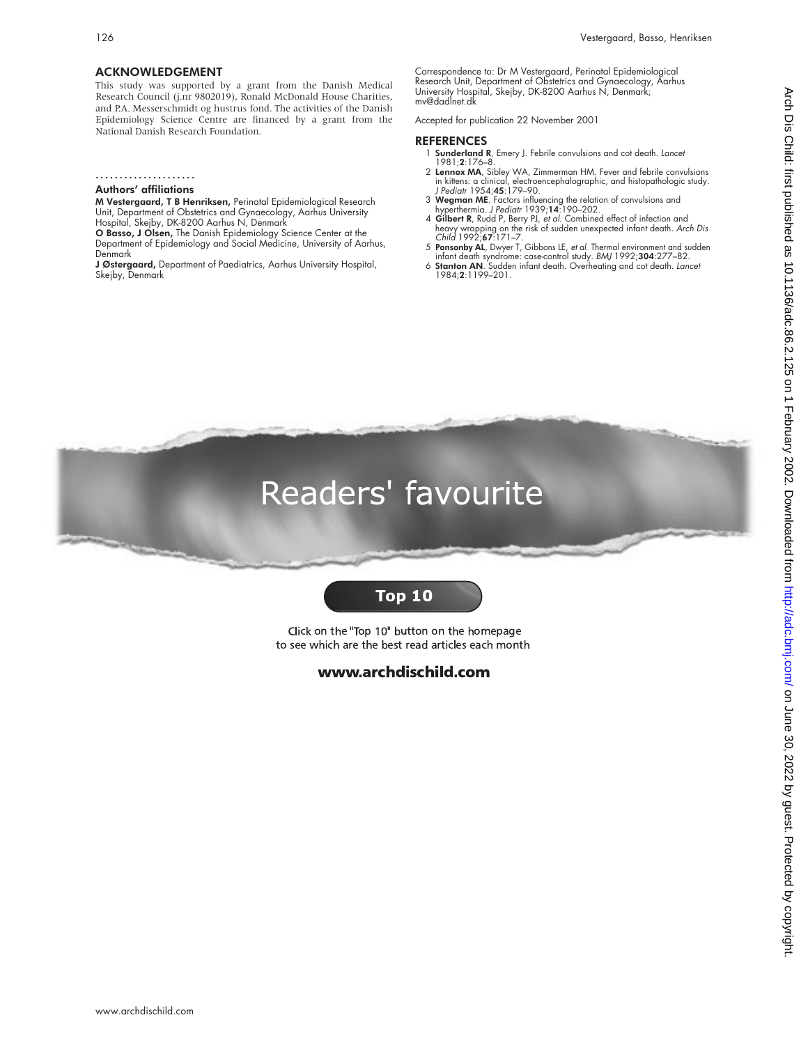## ACKNOWLEDGEMENT

This study was supported by a grant from the Danish Medical Research Council (j.nr 9802019), Ronald McDonald House Charities, and P.A. Messerschmidt og hustrus fond. The activities of the Danish Epidemiology Science Centre are financed by a grant from the National Danish Research Foundation.

### Authors' affiliations

**M Vestergaard, T B Henriksen,** Perinatal Epidemiological Research Unit, Department of Obstetrics and Gynaecology, Aarhus University Hospital, Skejby, DK-8200 Aarhus N, Denmark
**O Basso, J Olsen,** The Danish Epidemiology Science Center at the Department of Epidemiology and Social Medicine, University of Aarhus, Denmark
**J Østergaard,** Department of Paediatrics, Aarhus University Hospital, Skejby, Denmark

Correspondence to: Dr M Vestergaard, Perinatal Epidemiological Research Unit, Department of Obstetrics and Gynaecology, Aarhus University Hospital, Skejby, DK-8200 Aarhus N, Denmark; mv@dadlnet.dk

Accepted for publication 22 November 2001

## REFERENCES

1. **Sunderland R**, Emery J. Febrile convulsions and cot death. *Lancet* 1981;**2**:176–8.
2. **Lennox MA**, Sibley WA, Zimmerman HM. Fever and febrile convulsions in kittens: a clinical, electroencephalographic, and histopathologic study. *J Pediatr* 1954;**45**:179–90.
3. **Wegman ME**. Factors influencing the relation of convulsions and hyperthermia. *J Pediatr* 1939;**14**:190–202.
4. **Gilbert R**, Rudd P, Berry PJ, *et al.* Combined effect of infection and heavy wrapping on the risk of sudden unexpected infant death. *Arch Dis Child* 1992;**67**:171–7.
5. **Ponsonby AL**, Dwyer T, Gibbons LE, *et al.* Thermal environment and sudden infant death syndrome: case-control study. *BMJ* 1992;**304**:277–82.
6. **Stanton AN**. Sudden infant death. Overheating and cot death. *Lancet* 1984;**2**:1199–201.

Readers' favourite

Top 10

Click on the "Top 10" button on the homepage to see which are the best read articles each month

**www.archdischild.com**